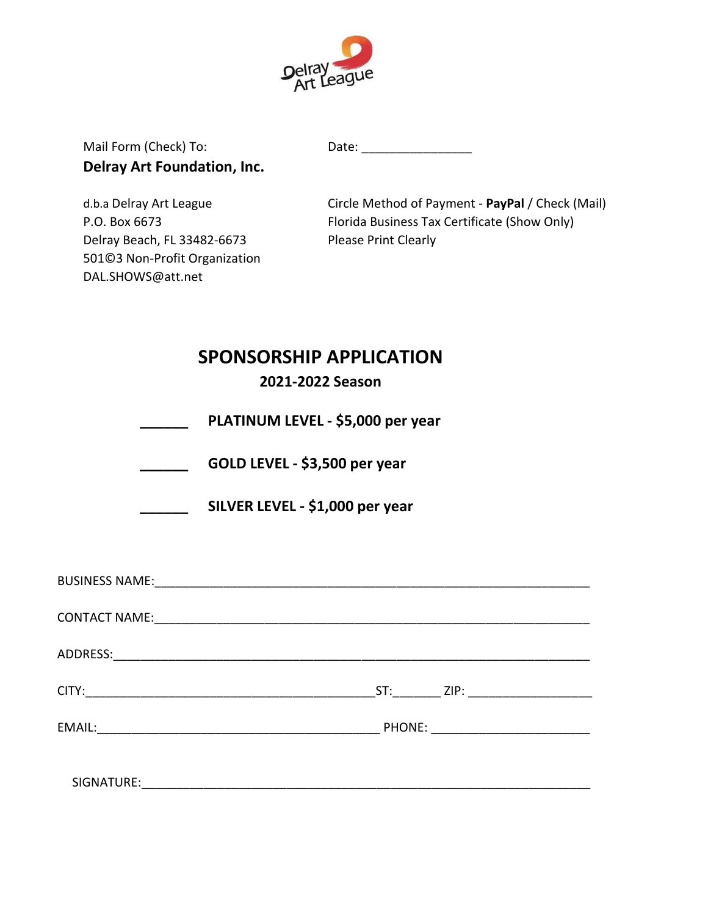Delray Art League

Mail Form (Check) To:
**Delray Art Foundation, Inc.**

d.b.a Delray Art League
P.O. Box 6673
Delray Beach, FL 33482-6673
501©3 Non-Profit Organization
DAL.SHOWS@att.net

Date: ________________

Circle Method of Payment - **PayPal** / Check (Mail)
Florida Business Tax Certificate (Show Only)
Please Print Clearly

# SPONSORSHIP APPLICATION

## 2021-2022 Season

______ **PLATINUM LEVEL - $5,000 per year**

______ **GOLD LEVEL - $3,500 per year**

______ **SILVER LEVEL - $1,000 per year**

BUSINESS NAME:_______________________________________________________________

CONTACT NAME:_______________________________________________________________

ADDRESS:____________________________________________________________________

CITY:__________________________________________ST:_______ ZIP: _________________

EMAIL:__________________________________________ PHONE: ______________________

SIGNATURE:__________________________________________________________________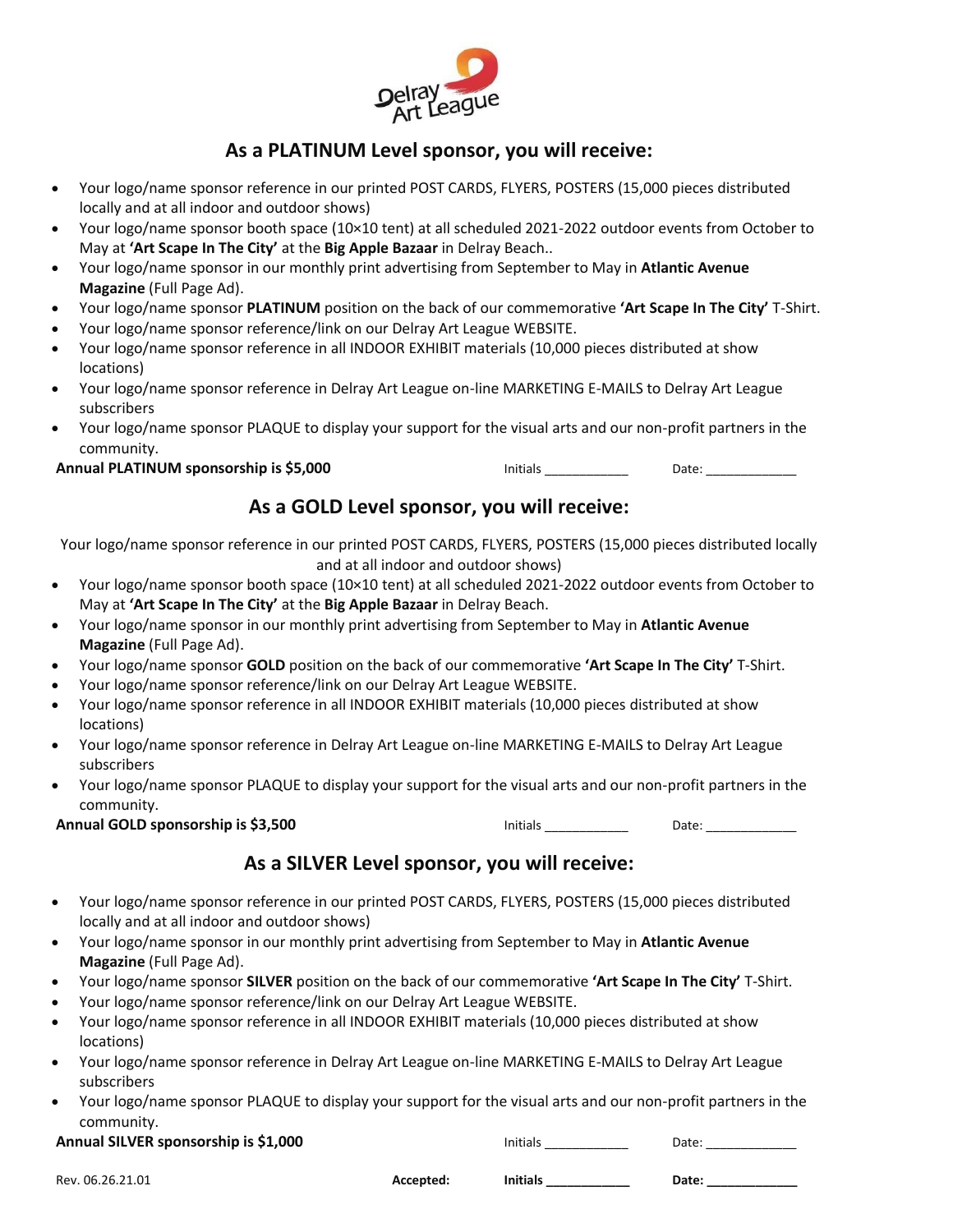## As a PLATINUM Level sponsor, you will receive:

- Your logo/name sponsor reference in our printed POST CARDS, FLYERS, POSTERS (15,000 pieces distributed locally and at all indoor and outdoor shows)
- Your logo/name sponsor booth space (10×10 tent) at all scheduled 2021-2022 outdoor events from October to May at **'Art Scape In The City'** at the **Big Apple Bazaar** in Delray Beach..
- Your logo/name sponsor in our monthly print advertising from September to May in **Atlantic Avenue Magazine** (Full Page Ad).
- Your logo/name sponsor **PLATINUM** position on the back of our commemorative **'Art Scape In The City'** T-Shirt.
- Your logo/name sponsor reference/link on our Delray Art League WEBSITE.
- Your logo/name sponsor reference in all INDOOR EXHIBIT materials (10,000 pieces distributed at show locations)
- Your logo/name sponsor reference in Delray Art League on-line MARKETING E-MAILS to Delray Art League subscribers
- Your logo/name sponsor PLAQUE to display your support for the visual arts and our non-profit partners in the community.

**Annual PLATINUM sponsorship is $5,000** Initials ___________ Date: ____________

## As a GOLD Level sponsor, you will receive:

Your logo/name sponsor reference in our printed POST CARDS, FLYERS, POSTERS (15,000 pieces distributed locally and at all indoor and outdoor shows)

- Your logo/name sponsor booth space (10×10 tent) at all scheduled 2021-2022 outdoor events from October to May at **'Art Scape In The City'** at the **Big Apple Bazaar** in Delray Beach.
- Your logo/name sponsor in our monthly print advertising from September to May in **Atlantic Avenue Magazine** (Full Page Ad).
- Your logo/name sponsor **GOLD** position on the back of our commemorative **'Art Scape In The City'** T-Shirt.
- Your logo/name sponsor reference/link on our Delray Art League WEBSITE.
- Your logo/name sponsor reference in all INDOOR EXHIBIT materials (10,000 pieces distributed at show locations)
- Your logo/name sponsor reference in Delray Art League on-line MARKETING E-MAILS to Delray Art League subscribers
- Your logo/name sponsor PLAQUE to display your support for the visual arts and our non-profit partners in the community.

**Annual GOLD sponsorship is $3,500** Initials ___________ Date: ____________

## As a SILVER Level sponsor, you will receive:

- Your logo/name sponsor reference in our printed POST CARDS, FLYERS, POSTERS (15,000 pieces distributed locally and at all indoor and outdoor shows)
- Your logo/name sponsor in our monthly print advertising from September to May in **Atlantic Avenue Magazine** (Full Page Ad).
- Your logo/name sponsor **SILVER** position on the back of our commemorative **'Art Scape In The City'** T-Shirt.
- Your logo/name sponsor reference/link on our Delray Art League WEBSITE.
- Your logo/name sponsor reference in all INDOOR EXHIBIT materials (10,000 pieces distributed at show locations)
- Your logo/name sponsor reference in Delray Art League on-line MARKETING E-MAILS to Delray Art League subscribers
- Your logo/name sponsor PLAQUE to display your support for the visual arts and our non-profit partners in the community.

**Annual SILVER sponsorship is $1,000** Initials ___________ Date: ____________

Rev. 06.26.21.01 **Accepted:** **Initials ___________** **Date: ____________**